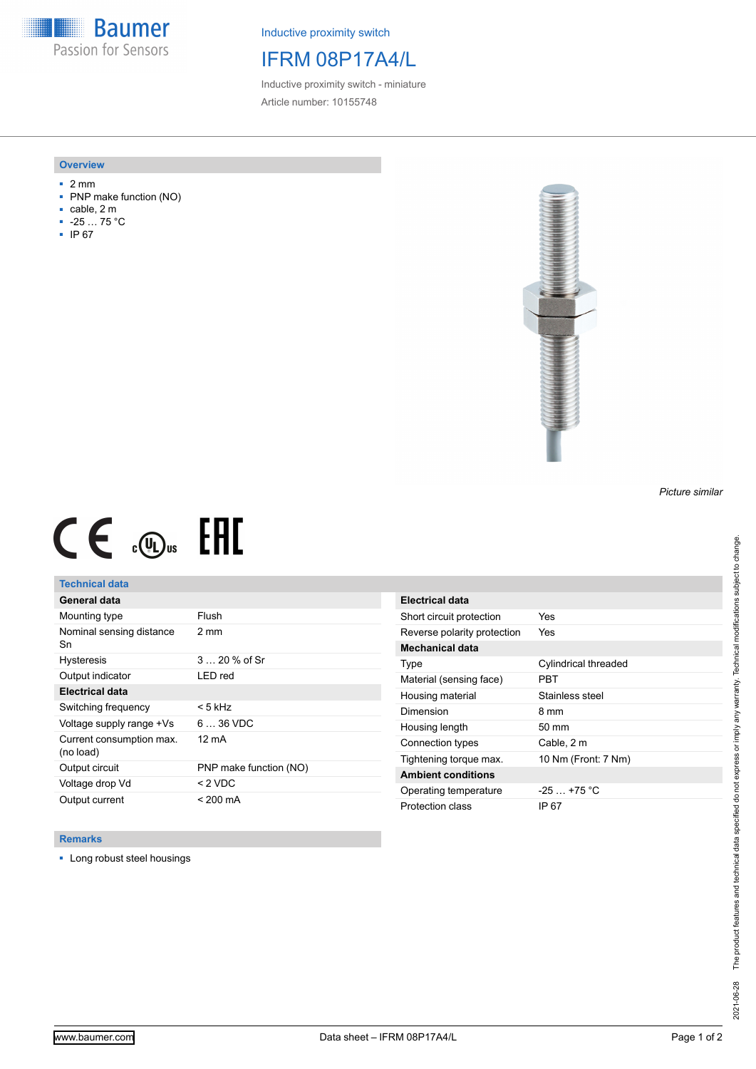Inductive proximity switch

# IFRM 08P17A4/L

Inductive proximity switch - miniature

Article number: 10155748

## Overview

- 2 mm
- PNP make function (NO)
- cable, 2 m
- -25 … 75 °C
- IP 67

*Picture similar*

## Technical data

| General data | |
|---|---|
| Mounting type | Flush |
| Nominal sensing distance Sn | 2 mm |
| Hysteresis | 3 … 20 % of Sr |
| Output indicator | LED red |

| Electrical data | |
|---|---|
| Switching frequency | < 5 kHz |
| Voltage supply range +Vs | 6 … 36 VDC |
| Current consumption max. (no load) | 12 mA |
| Output circuit | PNP make function (NO) |
| Voltage drop Vd | < 2 VDC |
| Output current | < 200 mA |
| Short circuit protection | Yes |
| Reverse polarity protection | Yes |

| Mechanical data | |
|---|---|
| Type | Cylindrical threaded |
| Material (sensing face) | PBT |
| Housing material | Stainless steel |
| Dimension | 8 mm |
| Housing length | 50 mm |
| Connection types | Cable, 2 m |
| Tightening torque max. | 10 Nm (Front: 7 Nm) |

| Ambient conditions | |
|---|---|
| Operating temperature | -25 … +75 °C |
| Protection class | IP 67 |

## Remarks

- Long robust steel housings

2021-06-28 The product features and technical data specified do not express or imply any warranty. Technical modifications subject to change.

www.baumer.com Data sheet – IFRM 08P17A4/L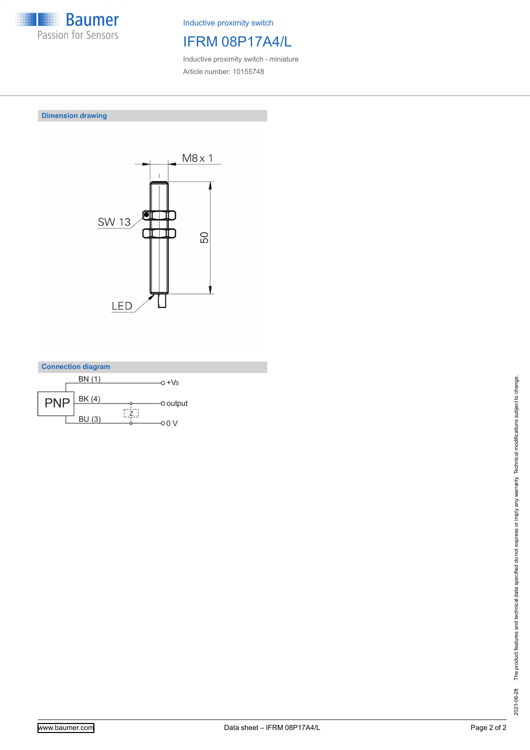Inductive proximity switch

# IFRM 08P17A4/L

Inductive proximity switch - miniature

Article number: 10155748

## Dimension drawing

M8 x 1

SW 13

50

LED

## Connection diagram

PNP

BN (1)

BK (4)

BU (3)

+Vs

output

Z

0 V

2021-06-28 The product features and technical data specified do not express or imply any warranty. Technical modifications subject to change.

www.baumer.com

Data sheet – IFRM 08P17A4/L